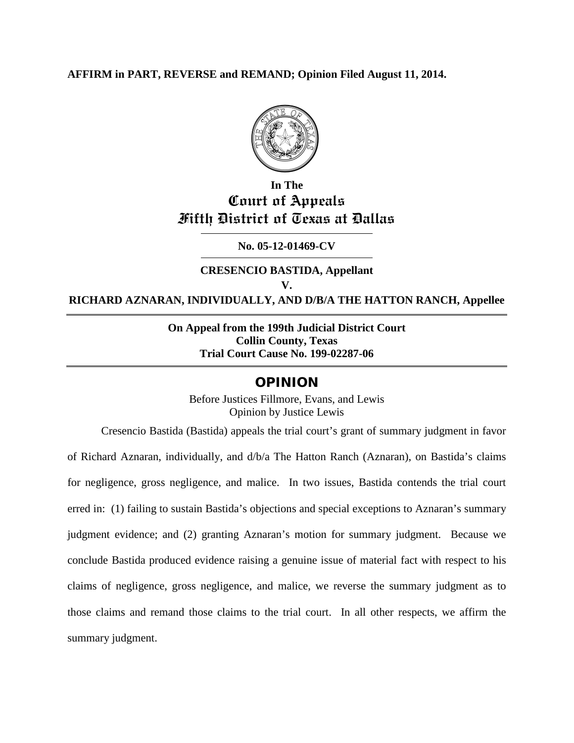**AFFIRM in PART, REVERSE and REMAND; Opinion Filed August 11, 2014.**

**In The**

# Court of Appeals
# Fifth District of Texas at Dallas

**No. 05-12-01469-CV**

**CRESENCIO BASTIDA, Appellant**

**V.**

**RICHARD AZNARAN, INDIVIDUALLY, AND D/B/A THE HATTON RANCH, Appellee**

**On Appeal from the 199th Judicial District Court**
**Collin County, Texas**
**Trial Court Cause No. 199-02287-06**

## OPINION

Before Justices Fillmore, Evans, and Lewis
Opinion by Justice Lewis

Cresencio Bastida (Bastida) appeals the trial court's grant of summary judgment in favor of Richard Aznaran, individually, and d/b/a The Hatton Ranch (Aznaran), on Bastida's claims for negligence, gross negligence, and malice. In two issues, Bastida contends the trial court erred in: (1) failing to sustain Bastida's objections and special exceptions to Aznaran's summary judgment evidence; and (2) granting Aznaran's motion for summary judgment. Because we conclude Bastida produced evidence raising a genuine issue of material fact with respect to his claims of negligence, gross negligence, and malice, we reverse the summary judgment as to those claims and remand those claims to the trial court. In all other respects, we affirm the summary judgment.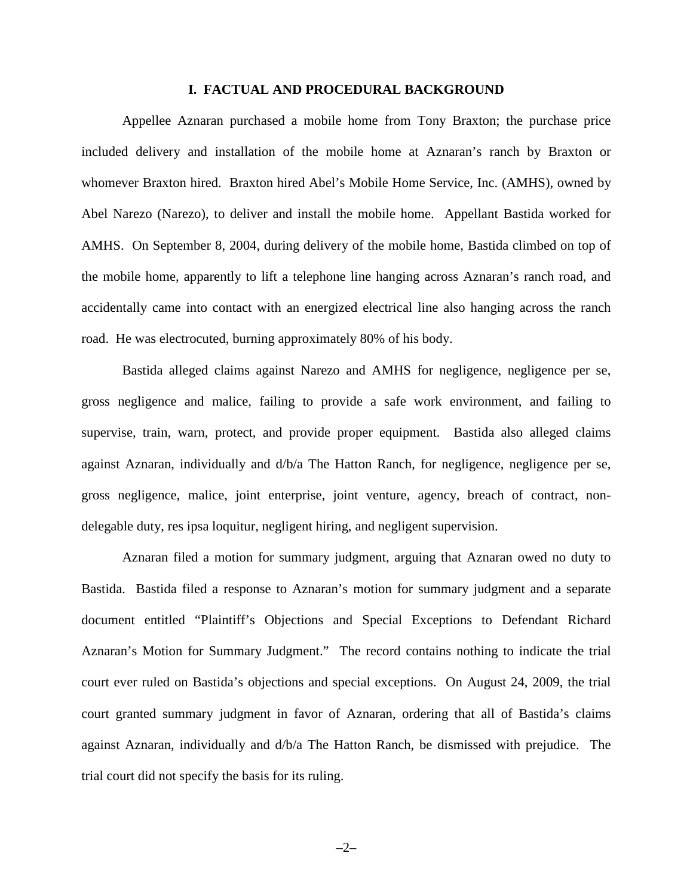## I. FACTUAL AND PROCEDURAL BACKGROUND

Appellee Aznaran purchased a mobile home from Tony Braxton; the purchase price included delivery and installation of the mobile home at Aznaran's ranch by Braxton or whomever Braxton hired. Braxton hired Abel's Mobile Home Service, Inc. (AMHS), owned by Abel Narezo (Narezo), to deliver and install the mobile home. Appellant Bastida worked for AMHS. On September 8, 2004, during delivery of the mobile home, Bastida climbed on top of the mobile home, apparently to lift a telephone line hanging across Aznaran's ranch road, and accidentally came into contact with an energized electrical line also hanging across the ranch road. He was electrocuted, burning approximately 80% of his body.

Bastida alleged claims against Narezo and AMHS for negligence, negligence per se, gross negligence and malice, failing to provide a safe work environment, and failing to supervise, train, warn, protect, and provide proper equipment. Bastida also alleged claims against Aznaran, individually and d/b/a The Hatton Ranch, for negligence, negligence per se, gross negligence, malice, joint enterprise, joint venture, agency, breach of contract, non-delegable duty, res ipsa loquitur, negligent hiring, and negligent supervision.

Aznaran filed a motion for summary judgment, arguing that Aznaran owed no duty to Bastida. Bastida filed a response to Aznaran's motion for summary judgment and a separate document entitled "Plaintiff's Objections and Special Exceptions to Defendant Richard Aznaran's Motion for Summary Judgment." The record contains nothing to indicate the trial court ever ruled on Bastida's objections and special exceptions. On August 24, 2009, the trial court granted summary judgment in favor of Aznaran, ordering that all of Bastida's claims against Aznaran, individually and d/b/a The Hatton Ranch, be dismissed with prejudice. The trial court did not specify the basis for its ruling.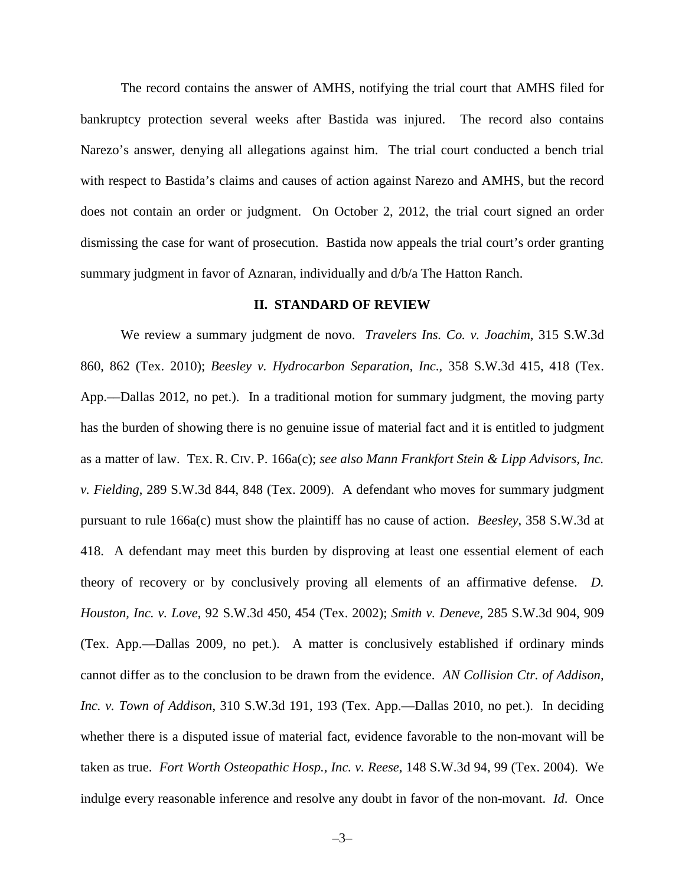The record contains the answer of AMHS, notifying the trial court that AMHS filed for bankruptcy protection several weeks after Bastida was injured. The record also contains Narezo's answer, denying all allegations against him. The trial court conducted a bench trial with respect to Bastida's claims and causes of action against Narezo and AMHS, but the record does not contain an order or judgment. On October 2, 2012, the trial court signed an order dismissing the case for want of prosecution. Bastida now appeals the trial court's order granting summary judgment in favor of Aznaran, individually and d/b/a The Hatton Ranch.

## II. STANDARD OF REVIEW

We review a summary judgment de novo. *Travelers Ins. Co. v. Joachim*, 315 S.W.3d 860, 862 (Tex. 2010); *Beesley v. Hydrocarbon Separation, Inc*., 358 S.W.3d 415, 418 (Tex. App.—Dallas 2012, no pet.). In a traditional motion for summary judgment, the moving party has the burden of showing there is no genuine issue of material fact and it is entitled to judgment as a matter of law. TEX. R. CIV. P. 166a(c); *see also Mann Frankfort Stein & Lipp Advisors, Inc. v. Fielding*, 289 S.W.3d 844, 848 (Tex. 2009). A defendant who moves for summary judgment pursuant to rule 166a(c) must show the plaintiff has no cause of action. *Beesley*, 358 S.W.3d at 418. A defendant may meet this burden by disproving at least one essential element of each theory of recovery or by conclusively proving all elements of an affirmative defense. *D. Houston, Inc. v. Love*, 92 S.W.3d 450, 454 (Tex. 2002); *Smith v. Deneve*, 285 S.W.3d 904, 909 (Tex. App.—Dallas 2009, no pet.). A matter is conclusively established if ordinary minds cannot differ as to the conclusion to be drawn from the evidence. *AN Collision Ctr. of Addison, Inc. v. Town of Addison*, 310 S.W.3d 191, 193 (Tex. App.—Dallas 2010, no pet.). In deciding whether there is a disputed issue of material fact, evidence favorable to the non-movant will be taken as true. *Fort Worth Osteopathic Hosp., Inc. v. Reese*, 148 S.W.3d 94, 99 (Tex. 2004). We indulge every reasonable inference and resolve any doubt in favor of the non-movant. *Id.* Once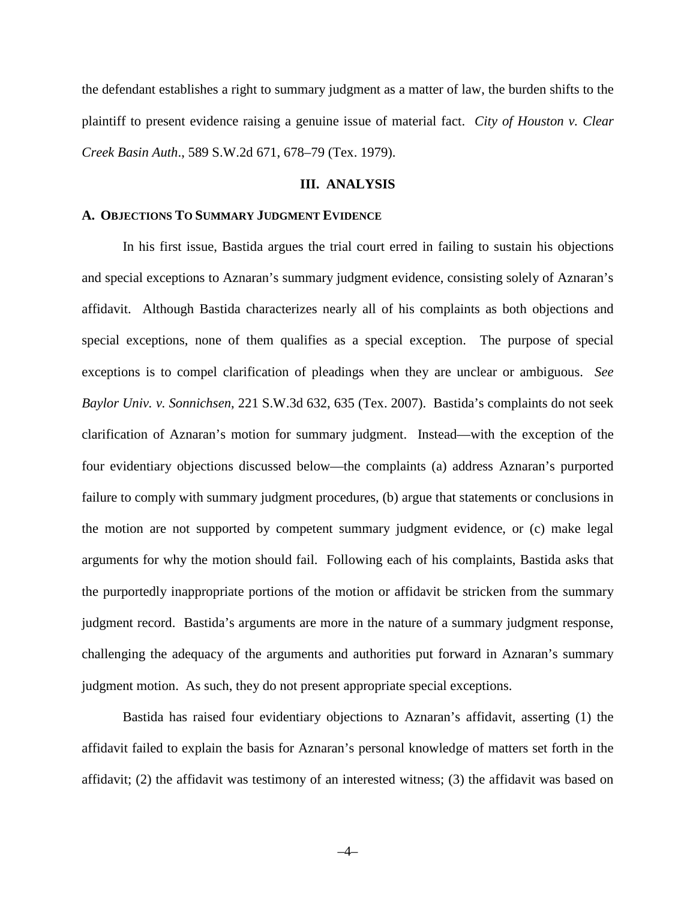the defendant establishes a right to summary judgment as a matter of law, the burden shifts to the plaintiff to present evidence raising a genuine issue of material fact. *City of Houston v. Clear Creek Basin Auth*., 589 S.W.2d 671, 678–79 (Tex. 1979).

## III. ANALYSIS

### A. OBJECTIONS TO SUMMARY JUDGMENT EVIDENCE

In his first issue, Bastida argues the trial court erred in failing to sustain his objections and special exceptions to Aznaran's summary judgment evidence, consisting solely of Aznaran's affidavit. Although Bastida characterizes nearly all of his complaints as both objections and special exceptions, none of them qualifies as a special exception. The purpose of special exceptions is to compel clarification of pleadings when they are unclear or ambiguous. *See Baylor Univ. v. Sonnichsen*, 221 S.W.3d 632, 635 (Tex. 2007). Bastida's complaints do not seek clarification of Aznaran's motion for summary judgment. Instead—with the exception of the four evidentiary objections discussed below—the complaints (a) address Aznaran's purported failure to comply with summary judgment procedures, (b) argue that statements or conclusions in the motion are not supported by competent summary judgment evidence, or (c) make legal arguments for why the motion should fail. Following each of his complaints, Bastida asks that the purportedly inappropriate portions of the motion or affidavit be stricken from the summary judgment record. Bastida's arguments are more in the nature of a summary judgment response, challenging the adequacy of the arguments and authorities put forward in Aznaran's summary judgment motion. As such, they do not present appropriate special exceptions.

Bastida has raised four evidentiary objections to Aznaran's affidavit, asserting (1) the affidavit failed to explain the basis for Aznaran's personal knowledge of matters set forth in the affidavit; (2) the affidavit was testimony of an interested witness; (3) the affidavit was based on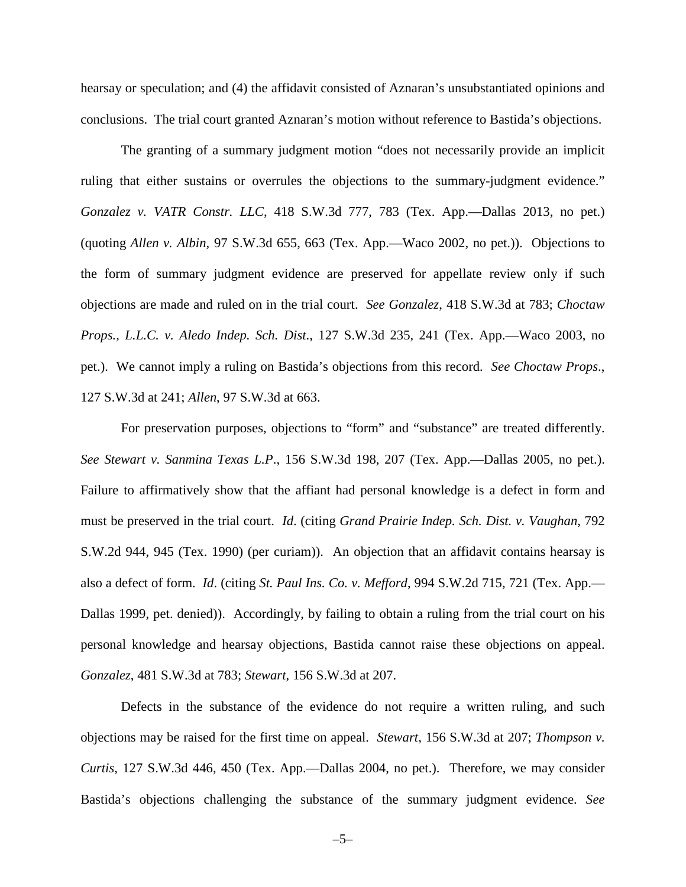hearsay or speculation; and (4) the affidavit consisted of Aznaran's unsubstantiated opinions and conclusions. The trial court granted Aznaran's motion without reference to Bastida's objections.

The granting of a summary judgment motion "does not necessarily provide an implicit ruling that either sustains or overrules the objections to the summary-judgment evidence." *Gonzalez v. VATR Constr. LLC*, 418 S.W.3d 777, 783 (Tex. App.—Dallas 2013, no pet.) (quoting *Allen v. Albin*, 97 S.W.3d 655, 663 (Tex. App.—Waco 2002, no pet.)). Objections to the form of summary judgment evidence are preserved for appellate review only if such objections are made and ruled on in the trial court. *See Gonzalez*, 418 S.W.3d at 783; *Choctaw Props., L.L.C. v. Aledo Indep. Sch. Dist*., 127 S.W.3d 235, 241 (Tex. App.—Waco 2003, no pet.). We cannot imply a ruling on Bastida's objections from this record. *See Choctaw Props*., 127 S.W.3d at 241; *Allen*, 97 S.W.3d at 663.

For preservation purposes, objections to "form" and "substance" are treated differently. *See Stewart v. Sanmina Texas L.P*., 156 S.W.3d 198, 207 (Tex. App.—Dallas 2005, no pet.). Failure to affirmatively show that the affiant had personal knowledge is a defect in form and must be preserved in the trial court. *Id*. (citing *Grand Prairie Indep. Sch. Dist. v. Vaughan*, 792 S.W.2d 944, 945 (Tex. 1990) (per curiam)). An objection that an affidavit contains hearsay is also a defect of form. *Id*. (citing *St. Paul Ins. Co. v. Mefford*, 994 S.W.2d 715, 721 (Tex. App.—Dallas 1999, pet. denied)). Accordingly, by failing to obtain a ruling from the trial court on his personal knowledge and hearsay objections, Bastida cannot raise these objections on appeal. *Gonzalez*, 481 S.W.3d at 783; *Stewart*, 156 S.W.3d at 207.

Defects in the substance of the evidence do not require a written ruling, and such objections may be raised for the first time on appeal. *Stewart*, 156 S.W.3d at 207; *Thompson v. Curtis*, 127 S.W.3d 446, 450 (Tex. App.—Dallas 2004, no pet.). Therefore, we may consider Bastida's objections challenging the substance of the summary judgment evidence. *See*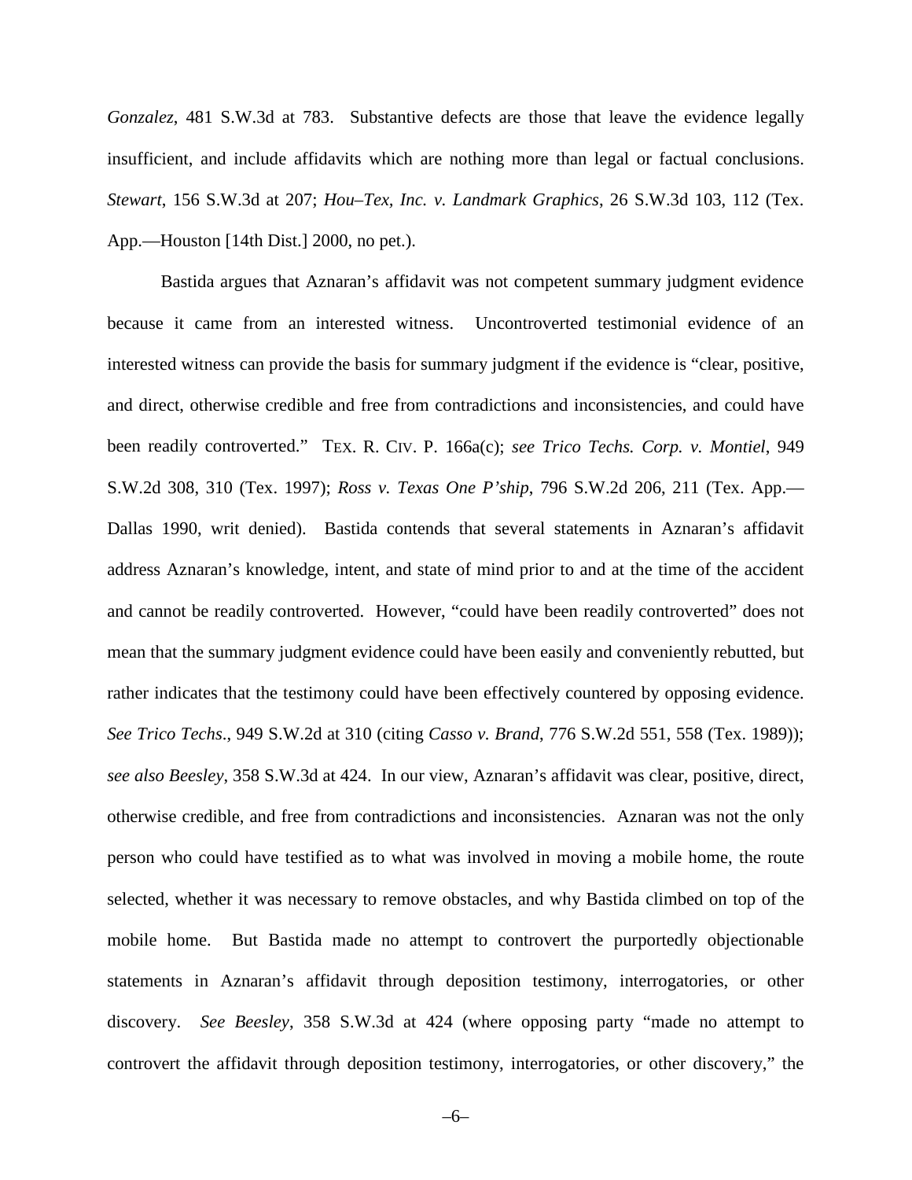*Gonzalez*, 481 S.W.3d at 783. Substantive defects are those that leave the evidence legally insufficient, and include affidavits which are nothing more than legal or factual conclusions. *Stewart*, 156 S.W.3d at 207; *Hou–Tex, Inc. v. Landmark Graphics*, 26 S.W.3d 103, 112 (Tex. App.—Houston [14th Dist.] 2000, no pet.).

Bastida argues that Aznaran's affidavit was not competent summary judgment evidence because it came from an interested witness. Uncontroverted testimonial evidence of an interested witness can provide the basis for summary judgment if the evidence is "clear, positive, and direct, otherwise credible and free from contradictions and inconsistencies, and could have been readily controverted." TEX. R. CIV. P. 166a(c); *see Trico Techs. Corp. v. Montiel*, 949 S.W.2d 308, 310 (Tex. 1997); *Ross v. Texas One P'ship*, 796 S.W.2d 206, 211 (Tex. App.—Dallas 1990, writ denied). Bastida contends that several statements in Aznaran's affidavit address Aznaran's knowledge, intent, and state of mind prior to and at the time of the accident and cannot be readily controverted. However, "could have been readily controverted" does not mean that the summary judgment evidence could have been easily and conveniently rebutted, but rather indicates that the testimony could have been effectively countered by opposing evidence. *See Trico Techs*., 949 S.W.2d at 310 (citing *Casso v. Brand*, 776 S.W.2d 551, 558 (Tex. 1989)); *see also Beesley*, 358 S.W.3d at 424. In our view, Aznaran's affidavit was clear, positive, direct, otherwise credible, and free from contradictions and inconsistencies. Aznaran was not the only person who could have testified as to what was involved in moving a mobile home, the route selected, whether it was necessary to remove obstacles, and why Bastida climbed on top of the mobile home. But Bastida made no attempt to controvert the purportedly objectionable statements in Aznaran's affidavit through deposition testimony, interrogatories, or other discovery. *See Beesley*, 358 S.W.3d at 424 (where opposing party "made no attempt to controvert the affidavit through deposition testimony, interrogatories, or other discovery," the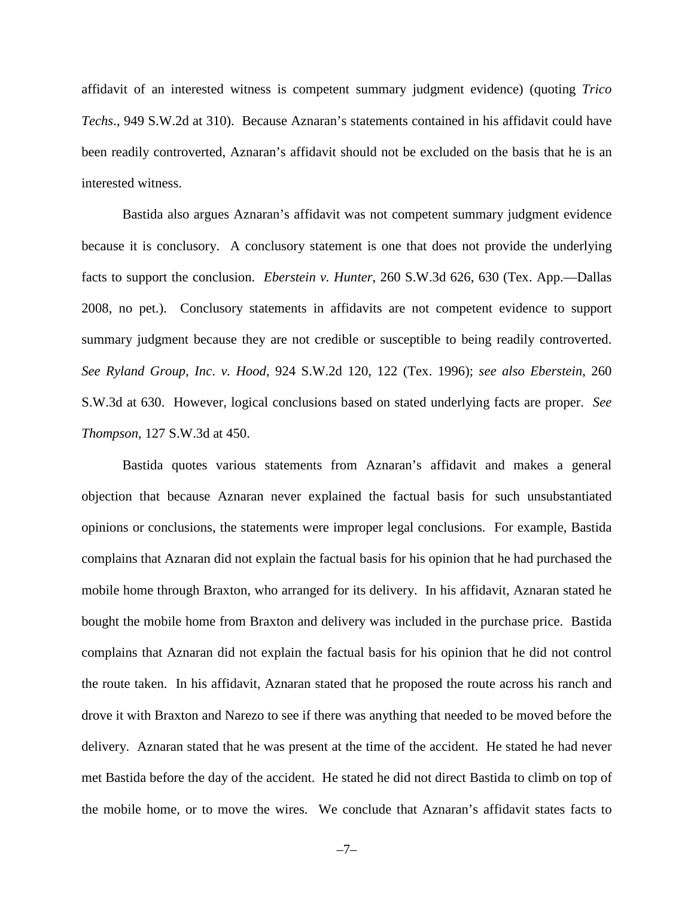affidavit of an interested witness is competent summary judgment evidence) (quoting *Trico Techs*., 949 S.W.2d at 310). Because Aznaran's statements contained in his affidavit could have been readily controverted, Aznaran's affidavit should not be excluded on the basis that he is an interested witness.

Bastida also argues Aznaran's affidavit was not competent summary judgment evidence because it is conclusory. A conclusory statement is one that does not provide the underlying facts to support the conclusion. *Eberstein v. Hunter*, 260 S.W.3d 626, 630 (Tex. App.—Dallas 2008, no pet.). Conclusory statements in affidavits are not competent evidence to support summary judgment because they are not credible or susceptible to being readily controverted. *See Ryland Group, Inc. v. Hood*, 924 S.W.2d 120, 122 (Tex. 1996); *see also Eberstein*, 260 S.W.3d at 630. However, logical conclusions based on stated underlying facts are proper. *See Thompson*, 127 S.W.3d at 450.

Bastida quotes various statements from Aznaran's affidavit and makes a general objection that because Aznaran never explained the factual basis for such unsubstantiated opinions or conclusions, the statements were improper legal conclusions. For example, Bastida complains that Aznaran did not explain the factual basis for his opinion that he had purchased the mobile home through Braxton, who arranged for its delivery. In his affidavit, Aznaran stated he bought the mobile home from Braxton and delivery was included in the purchase price. Bastida complains that Aznaran did not explain the factual basis for his opinion that he did not control the route taken. In his affidavit, Aznaran stated that he proposed the route across his ranch and drove it with Braxton and Narezo to see if there was anything that needed to be moved before the delivery. Aznaran stated that he was present at the time of the accident. He stated he had never met Bastida before the day of the accident. He stated he did not direct Bastida to climb on top of the mobile home, or to move the wires. We conclude that Aznaran's affidavit states facts to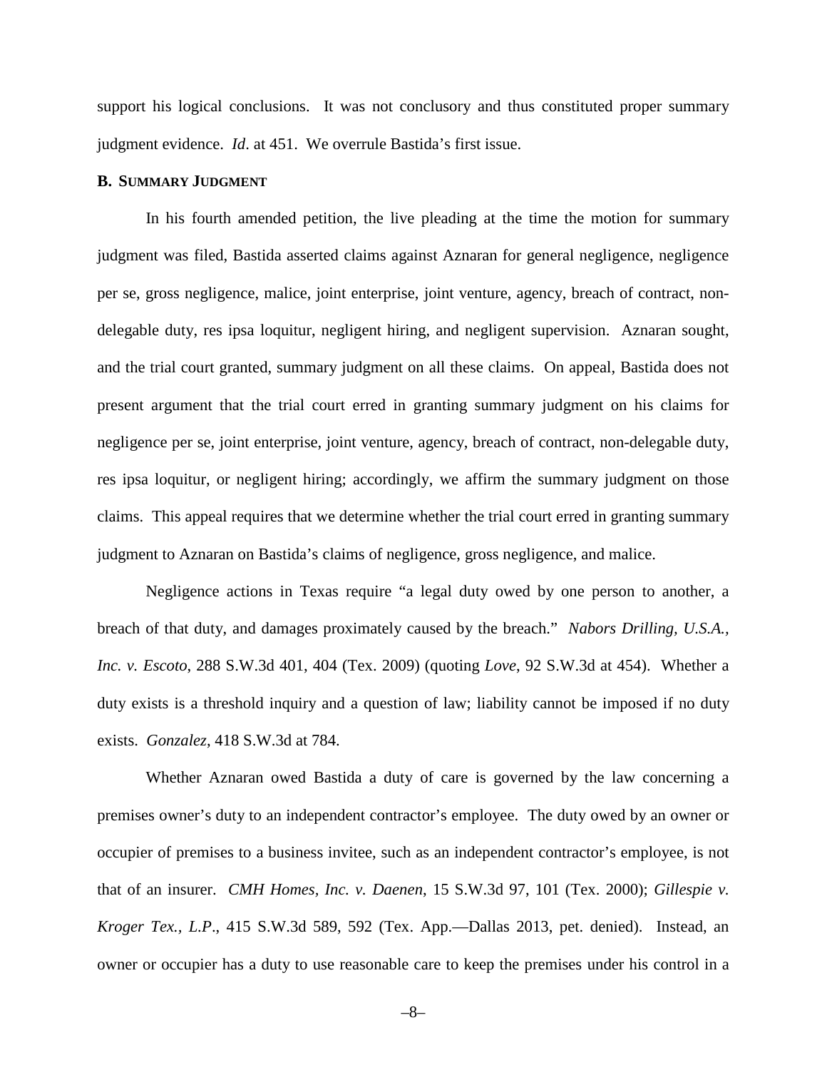support his logical conclusions. It was not conclusory and thus constituted proper summary judgment evidence. *Id*. at 451. We overrule Bastida's first issue.

### B. Summary Judgment

In his fourth amended petition, the live pleading at the time the motion for summary judgment was filed, Bastida asserted claims against Aznaran for general negligence, negligence per se, gross negligence, malice, joint enterprise, joint venture, agency, breach of contract, non-delegable duty, res ipsa loquitur, negligent hiring, and negligent supervision. Aznaran sought, and the trial court granted, summary judgment on all these claims. On appeal, Bastida does not present argument that the trial court erred in granting summary judgment on his claims for negligence per se, joint enterprise, joint venture, agency, breach of contract, non-delegable duty, res ipsa loquitur, or negligent hiring; accordingly, we affirm the summary judgment on those claims. This appeal requires that we determine whether the trial court erred in granting summary judgment to Aznaran on Bastida's claims of negligence, gross negligence, and malice.

Negligence actions in Texas require "a legal duty owed by one person to another, a breach of that duty, and damages proximately caused by the breach." *Nabors Drilling, U.S.A., Inc. v. Escoto*, 288 S.W.3d 401, 404 (Tex. 2009) (quoting *Love*, 92 S.W.3d at 454). Whether a duty exists is a threshold inquiry and a question of law; liability cannot be imposed if no duty exists. *Gonzalez*, 418 S.W.3d at 784.

Whether Aznaran owed Bastida a duty of care is governed by the law concerning a premises owner's duty to an independent contractor's employee. The duty owed by an owner or occupier of premises to a business invitee, such as an independent contractor's employee, is not that of an insurer. *CMH Homes, Inc. v. Daenen*, 15 S.W.3d 97, 101 (Tex. 2000); *Gillespie v. Kroger Tex., L.P.*, 415 S.W.3d 589, 592 (Tex. App.—Dallas 2013, pet. denied). Instead, an owner or occupier has a duty to use reasonable care to keep the premises under his control in a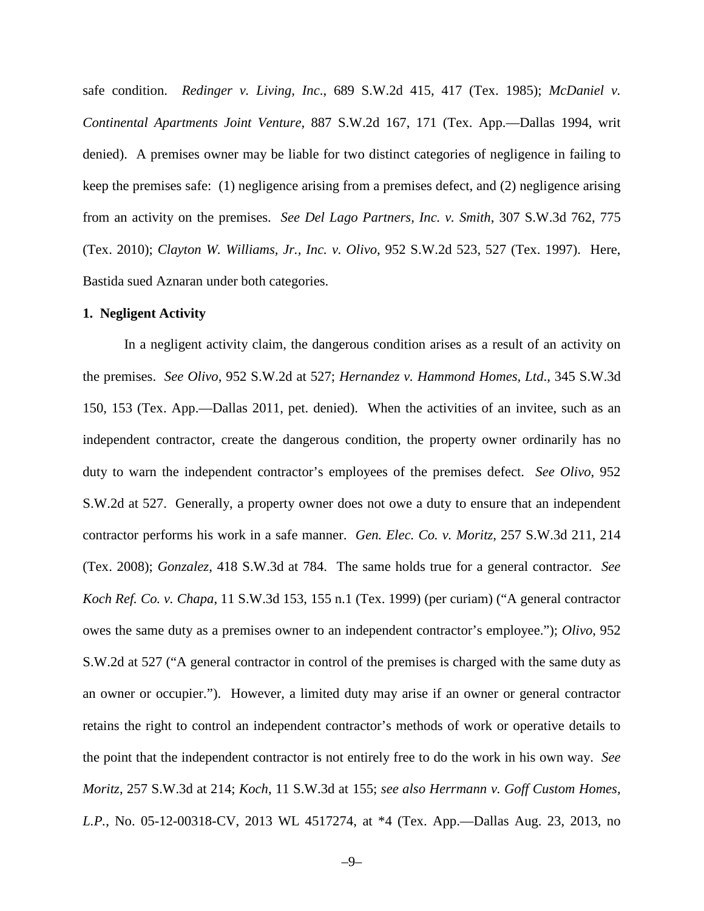safe condition. *Redinger v. Living, Inc*., 689 S.W.2d 415, 417 (Tex. 1985); *McDaniel v. Continental Apartments Joint Venture*, 887 S.W.2d 167, 171 (Tex. App.—Dallas 1994, writ denied). A premises owner may be liable for two distinct categories of negligence in failing to keep the premises safe: (1) negligence arising from a premises defect, and (2) negligence arising from an activity on the premises. *See Del Lago Partners, Inc. v. Smith*, 307 S.W.3d 762, 775 (Tex. 2010); *Clayton W. Williams, Jr., Inc. v. Olivo*, 952 S.W.2d 523, 527 (Tex. 1997). Here, Bastida sued Aznaran under both categories.

**1. Negligent Activity**

In a negligent activity claim, the dangerous condition arises as a result of an activity on the premises. *See Olivo*, 952 S.W.2d at 527; *Hernandez v. Hammond Homes, Ltd*., 345 S.W.3d 150, 153 (Tex. App.—Dallas 2011, pet. denied). When the activities of an invitee, such as an independent contractor, create the dangerous condition, the property owner ordinarily has no duty to warn the independent contractor's employees of the premises defect. *See Olivo*, 952 S.W.2d at 527. Generally, a property owner does not owe a duty to ensure that an independent contractor performs his work in a safe manner. *Gen. Elec. Co. v. Moritz*, 257 S.W.3d 211, 214 (Tex. 2008); *Gonzalez*, 418 S.W.3d at 784. The same holds true for a general contractor. *See Koch Ref. Co. v. Chapa*, 11 S.W.3d 153, 155 n.1 (Tex. 1999) (per curiam) ("A general contractor owes the same duty as a premises owner to an independent contractor's employee."); *Olivo*, 952 S.W.2d at 527 ("A general contractor in control of the premises is charged with the same duty as an owner or occupier."). However, a limited duty may arise if an owner or general contractor retains the right to control an independent contractor's methods of work or operative details to the point that the independent contractor is not entirely free to do the work in his own way. *See Moritz*, 257 S.W.3d at 214; *Koch*, 11 S.W.3d at 155; *see also Herrmann v. Goff Custom Homes, L.P.*, No. 05-12-00318-CV, 2013 WL 4517274, at *4 (Tex. App.—Dallas Aug. 23, 2013, no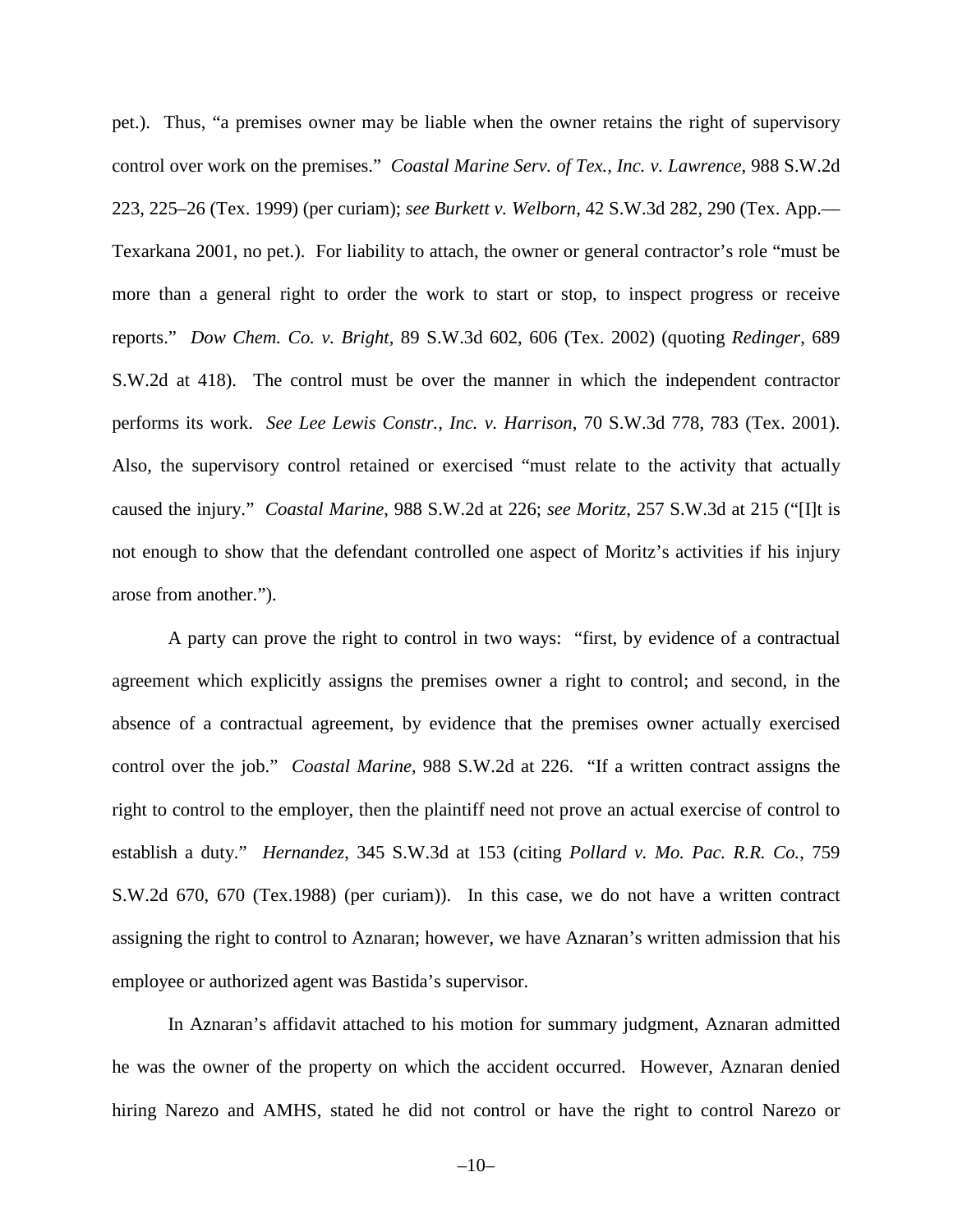pet.). Thus, "a premises owner may be liable when the owner retains the right of supervisory control over work on the premises." *Coastal Marine Serv. of Tex., Inc. v. Lawrence*, 988 S.W.2d 223, 225–26 (Tex. 1999) (per curiam); *see Burkett v. Welborn*, 42 S.W.3d 282, 290 (Tex. App.—Texarkana 2001, no pet.). For liability to attach, the owner or general contractor's role "must be more than a general right to order the work to start or stop, to inspect progress or receive reports." *Dow Chem. Co. v. Bright*, 89 S.W.3d 602, 606 (Tex. 2002) (quoting *Redinger*, 689 S.W.2d at 418). The control must be over the manner in which the independent contractor performs its work. *See Lee Lewis Constr., Inc. v. Harrison*, 70 S.W.3d 778, 783 (Tex. 2001). Also, the supervisory control retained or exercised "must relate to the activity that actually caused the injury." *Coastal Marine*, 988 S.W.2d at 226; *see Moritz*, 257 S.W.3d at 215 ("[I]t is not enough to show that the defendant controlled one aspect of Moritz's activities if his injury arose from another.").

A party can prove the right to control in two ways: "first, by evidence of a contractual agreement which explicitly assigns the premises owner a right to control; and second, in the absence of a contractual agreement, by evidence that the premises owner actually exercised control over the job." *Coastal Marine*, 988 S.W.2d at 226. "If a written contract assigns the right to control to the employer, then the plaintiff need not prove an actual exercise of control to establish a duty." *Hernandez*, 345 S.W.3d at 153 (citing *Pollard v. Mo. Pac. R.R. Co.*, 759 S.W.2d 670, 670 (Tex.1988) (per curiam)). In this case, we do not have a written contract assigning the right to control to Aznaran; however, we have Aznaran's written admission that his employee or authorized agent was Bastida's supervisor.

In Aznaran's affidavit attached to his motion for summary judgment, Aznaran admitted he was the owner of the property on which the accident occurred. However, Aznaran denied hiring Narezo and AMHS, stated he did not control or have the right to control Narezo or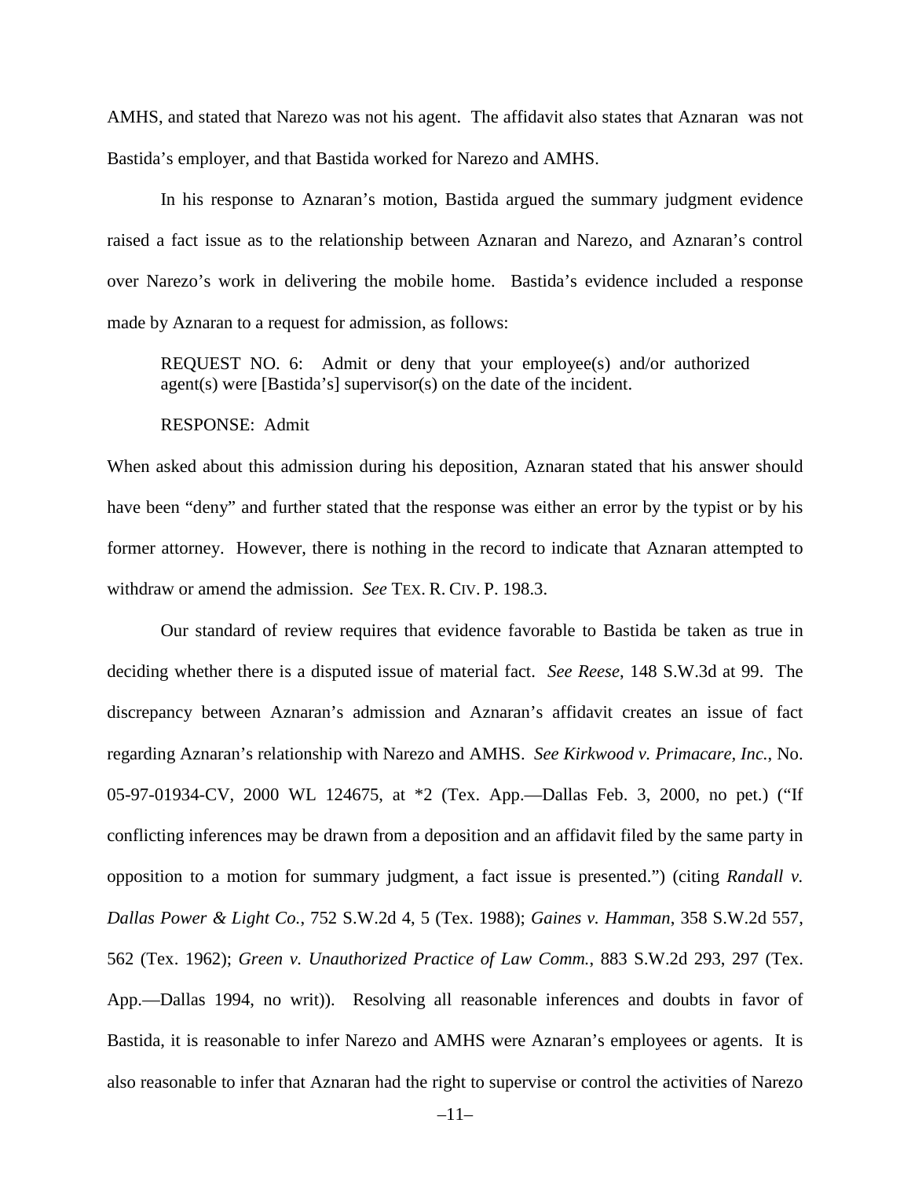AMHS, and stated that Narezo was not his agent. The affidavit also states that Aznaran was not Bastida's employer, and that Bastida worked for Narezo and AMHS.

In his response to Aznaran's motion, Bastida argued the summary judgment evidence raised a fact issue as to the relationship between Aznaran and Narezo, and Aznaran's control over Narezo's work in delivering the mobile home. Bastida's evidence included a response made by Aznaran to a request for admission, as follows:

> REQUEST NO. 6: Admit or deny that your employee(s) and/or authorized agent(s) were [Bastida's] supervisor(s) on the date of the incident.
>
> RESPONSE: Admit

When asked about this admission during his deposition, Aznaran stated that his answer should have been "deny" and further stated that the response was either an error by the typist or by his former attorney. However, there is nothing in the record to indicate that Aznaran attempted to withdraw or amend the admission. *See* TEX. R. CIV. P. 198.3.

Our standard of review requires that evidence favorable to Bastida be taken as true in deciding whether there is a disputed issue of material fact. *See Reese*, 148 S.W.3d at 99. The discrepancy between Aznaran's admission and Aznaran's affidavit creates an issue of fact regarding Aznaran's relationship with Narezo and AMHS. *See Kirkwood v. Primacare, Inc.*, No. 05-97-01934-CV, 2000 WL 124675, at *2 (Tex. App.—Dallas Feb. 3, 2000, no pet.) ("If conflicting inferences may be drawn from a deposition and an affidavit filed by the same party in opposition to a motion for summary judgment, a fact issue is presented.") (citing *Randall v. Dallas Power & Light Co.*, 752 S.W.2d 4, 5 (Tex. 1988); *Gaines v. Hamman*, 358 S.W.2d 557, 562 (Tex. 1962); *Green v. Unauthorized Practice of Law Comm.*, 883 S.W.2d 293, 297 (Tex. App.—Dallas 1994, no writ)). Resolving all reasonable inferences and doubts in favor of Bastida, it is reasonable to infer Narezo and AMHS were Aznaran's employees or agents. It is also reasonable to infer that Aznaran had the right to supervise or control the activities of Narezo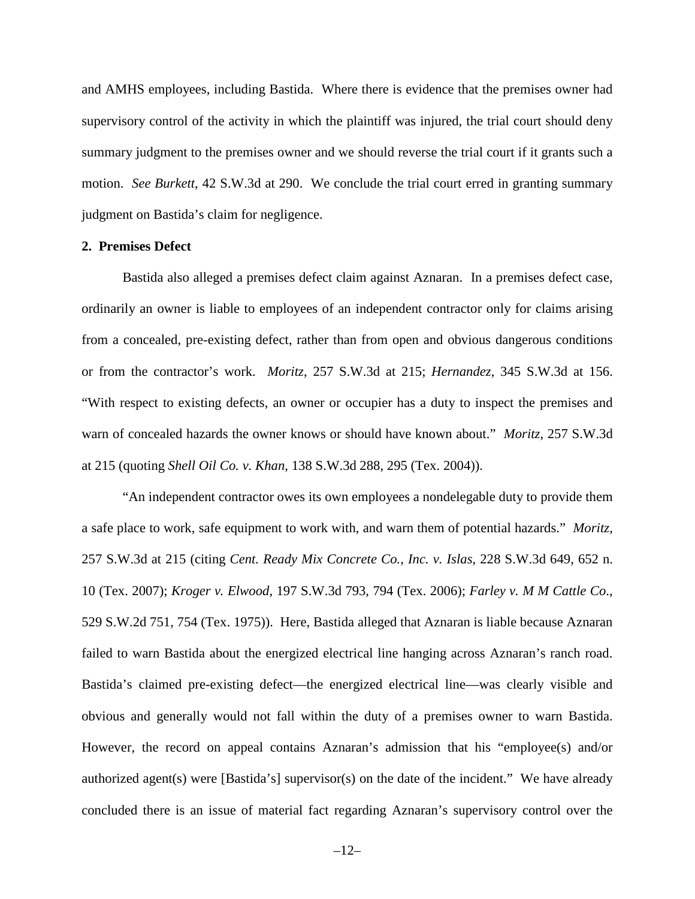and AMHS employees, including Bastida. Where there is evidence that the premises owner had supervisory control of the activity in which the plaintiff was injured, the trial court should deny summary judgment to the premises owner and we should reverse the trial court if it grants such a motion. *See Burkett*, 42 S.W.3d at 290. We conclude the trial court erred in granting summary judgment on Bastida's claim for negligence.

**2. Premises Defect**

Bastida also alleged a premises defect claim against Aznaran. In a premises defect case, ordinarily an owner is liable to employees of an independent contractor only for claims arising from a concealed, pre-existing defect, rather than from open and obvious dangerous conditions or from the contractor's work. *Moritz*, 257 S.W.3d at 215; *Hernandez*, 345 S.W.3d at 156. "With respect to existing defects, an owner or occupier has a duty to inspect the premises and warn of concealed hazards the owner knows or should have known about." *Moritz*, 257 S.W.3d at 215 (quoting *Shell Oil Co. v. Khan*, 138 S.W.3d 288, 295 (Tex. 2004)).

"An independent contractor owes its own employees a nondelegable duty to provide them a safe place to work, safe equipment to work with, and warn them of potential hazards." *Moritz*, 257 S.W.3d at 215 (citing *Cent. Ready Mix Concrete Co., Inc. v. Islas*, 228 S.W.3d 649, 652 n. 10 (Tex. 2007); *Kroger v. Elwood*, 197 S.W.3d 793, 794 (Tex. 2006); *Farley v. M M Cattle Co*., 529 S.W.2d 751, 754 (Tex. 1975)). Here, Bastida alleged that Aznaran is liable because Aznaran failed to warn Bastida about the energized electrical line hanging across Aznaran's ranch road. Bastida's claimed pre-existing defect—the energized electrical line—was clearly visible and obvious and generally would not fall within the duty of a premises owner to warn Bastida. However, the record on appeal contains Aznaran's admission that his "employee(s) and/or authorized agent(s) were [Bastida's] supervisor(s) on the date of the incident." We have already concluded there is an issue of material fact regarding Aznaran's supervisory control over the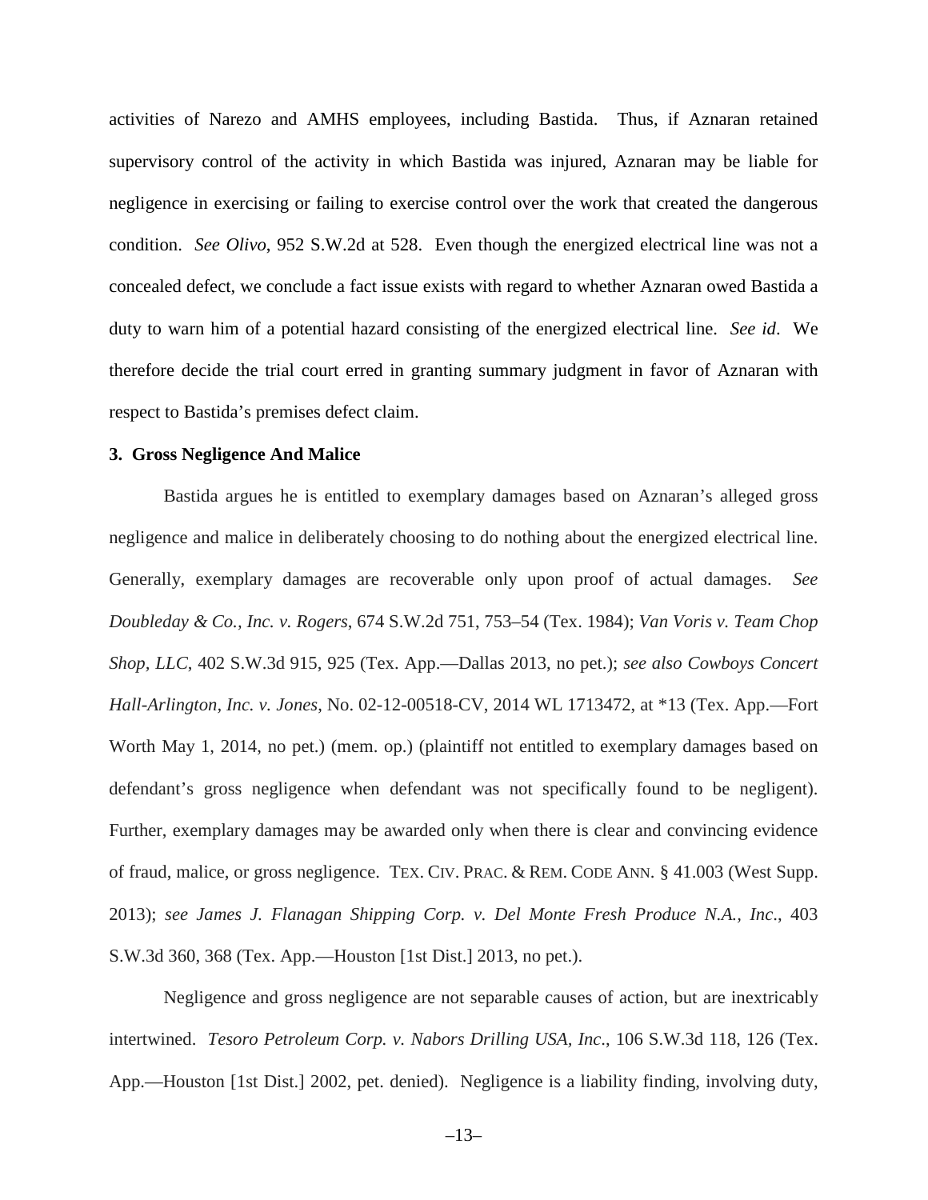activities of Narezo and AMHS employees, including Bastida. Thus, if Aznaran retained supervisory control of the activity in which Bastida was injured, Aznaran may be liable for negligence in exercising or failing to exercise control over the work that created the dangerous condition. *See Olivo*, 952 S.W.2d at 528. Even though the energized electrical line was not a concealed defect, we conclude a fact issue exists with regard to whether Aznaran owed Bastida a duty to warn him of a potential hazard consisting of the energized electrical line. *See id*. We therefore decide the trial court erred in granting summary judgment in favor of Aznaran with respect to Bastida's premises defect claim.

### 3. Gross Negligence And Malice

Bastida argues he is entitled to exemplary damages based on Aznaran's alleged gross negligence and malice in deliberately choosing to do nothing about the energized electrical line. Generally, exemplary damages are recoverable only upon proof of actual damages. *See Doubleday & Co., Inc. v. Rogers*, 674 S.W.2d 751, 753–54 (Tex. 1984); *Van Voris v. Team Chop Shop, LLC*, 402 S.W.3d 915, 925 (Tex. App.—Dallas 2013, no pet.); *see also Cowboys Concert Hall-Arlington, Inc. v. Jones*, No. 02-12-00518-CV, 2014 WL 1713472, at *13 (Tex. App.—Fort Worth May 1, 2014, no pet.) (mem. op.) (plaintiff not entitled to exemplary damages based on defendant's gross negligence when defendant was not specifically found to be negligent). Further, exemplary damages may be awarded only when there is clear and convincing evidence of fraud, malice, or gross negligence. TEX. CIV. PRAC. & REM. CODE ANN. § 41.003 (West Supp. 2013); *see James J. Flanagan Shipping Corp. v. Del Monte Fresh Produce N.A., Inc*., 403 S.W.3d 360, 368 (Tex. App.—Houston [1st Dist.] 2013, no pet.).

Negligence and gross negligence are not separable causes of action, but are inextricably intertwined. *Tesoro Petroleum Corp. v. Nabors Drilling USA, Inc*., 106 S.W.3d 118, 126 (Tex. App.—Houston [1st Dist.] 2002, pet. denied). Negligence is a liability finding, involving duty,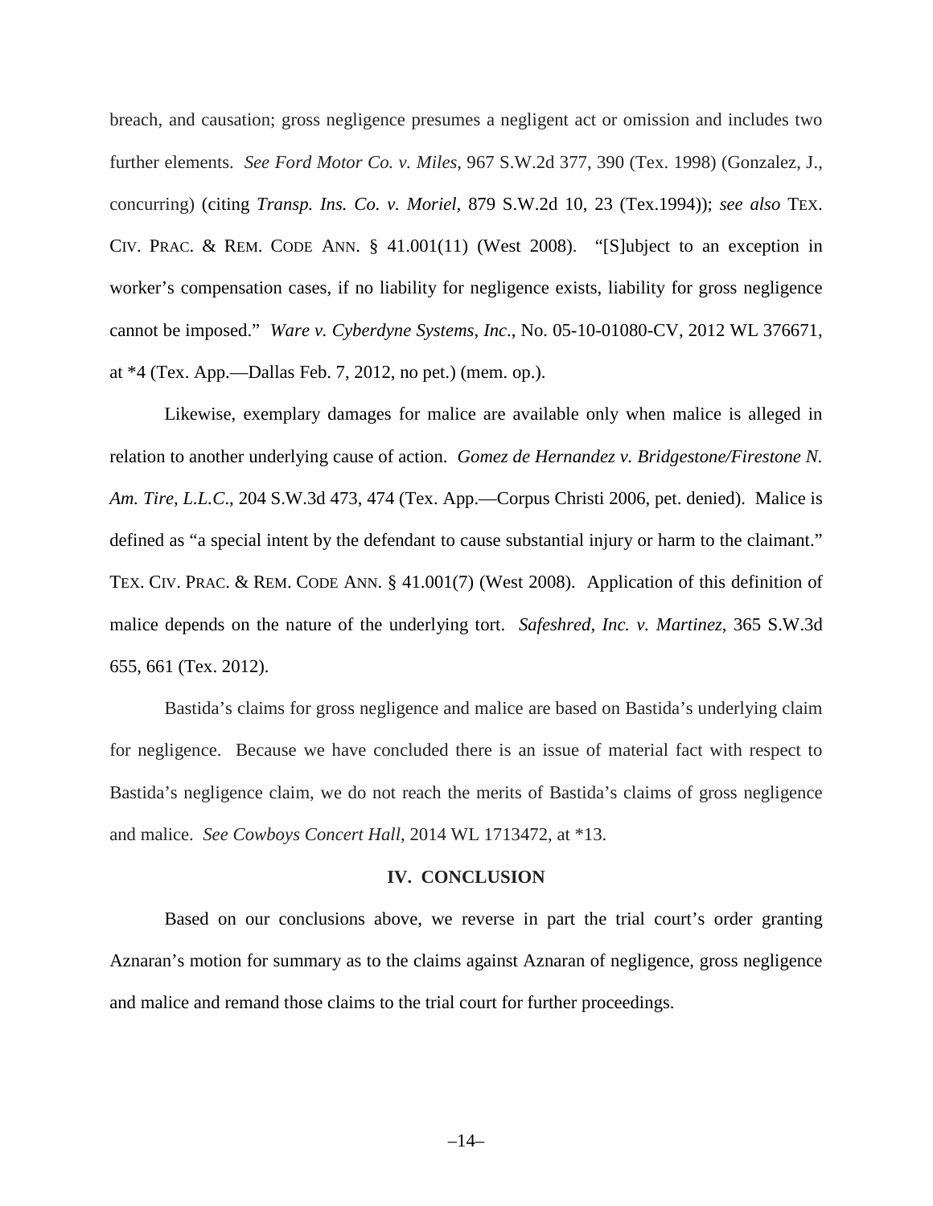breach, and causation; gross negligence presumes a negligent act or omission and includes two further elements. *See Ford Motor Co. v. Miles*, 967 S.W.2d 377, 390 (Tex. 1998) (Gonzalez, J., concurring) (citing *Transp. Ins. Co. v. Moriel*, 879 S.W.2d 10, 23 (Tex.1994)); *see also* TEX. CIV. PRAC. & REM. CODE ANN. § 41.001(11) (West 2008). "[S]ubject to an exception in worker's compensation cases, if no liability for negligence exists, liability for gross negligence cannot be imposed." *Ware v. Cyberdyne Systems, Inc*., No. 05-10-01080-CV, 2012 WL 376671, at *4 (Tex. App.—Dallas Feb. 7, 2012, no pet.) (mem. op.).

Likewise, exemplary damages for malice are available only when malice is alleged in relation to another underlying cause of action. *Gomez de Hernandez v. Bridgestone/Firestone N. Am. Tire, L.L.C*., 204 S.W.3d 473, 474 (Tex. App.—Corpus Christi 2006, pet. denied). Malice is defined as "a special intent by the defendant to cause substantial injury or harm to the claimant." TEX. CIV. PRAC. & REM. CODE ANN. § 41.001(7) (West 2008). Application of this definition of malice depends on the nature of the underlying tort. *Safeshred, Inc. v. Martinez*, 365 S.W.3d 655, 661 (Tex. 2012).

Bastida's claims for gross negligence and malice are based on Bastida's underlying claim for negligence. Because we have concluded there is an issue of material fact with respect to Bastida's negligence claim, we do not reach the merits of Bastida's claims of gross negligence and malice. *See Cowboys Concert Hall*, 2014 WL 1713472, at *13.

## IV. CONCLUSION

Based on our conclusions above, we reverse in part the trial court's order granting Aznaran's motion for summary as to the claims against Aznaran of negligence, gross negligence and malice and remand those claims to the trial court for further proceedings.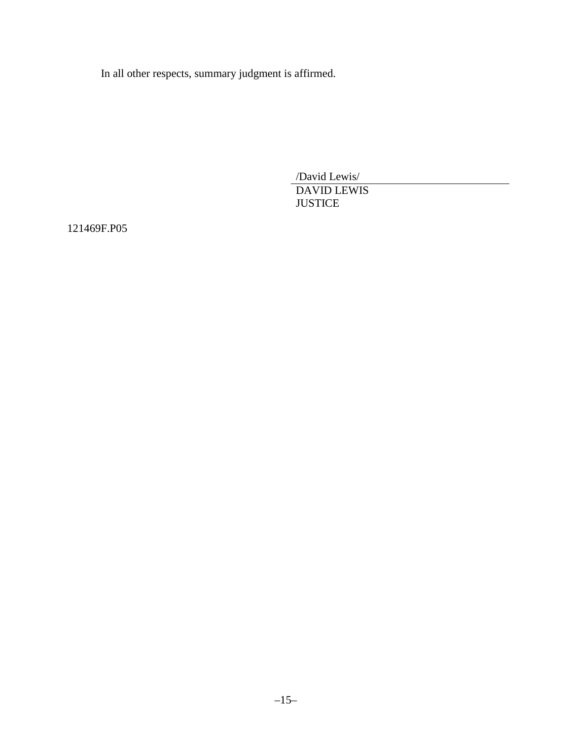In all other respects, summary judgment is affirmed.

/David Lewis/
DAVID LEWIS
JUSTICE

121469F.P05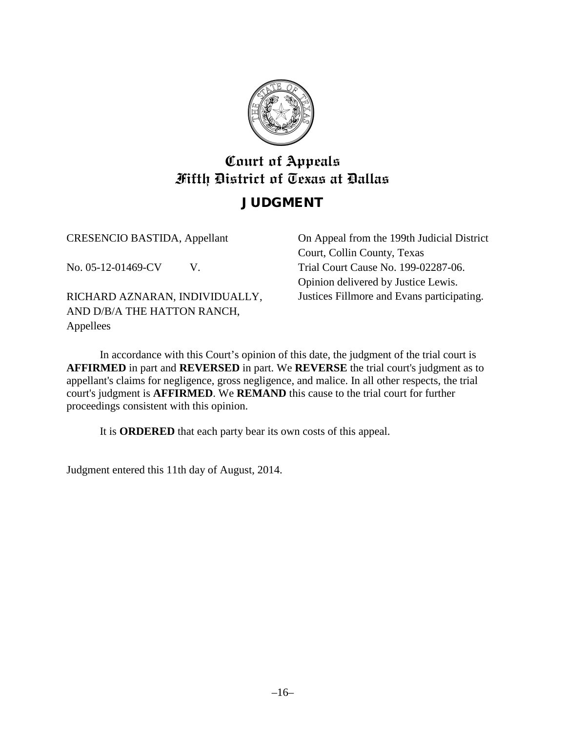# Court of Appeals
# Fifth District of Texas at Dallas

## JUDGMENT

CRESENCIO BASTIDA, Appellant

No. 05-12-01469-CV V.

RICHARD AZNARAN, INDIVIDUALLY, AND D/B/A THE HATTON RANCH, Appellees

On Appeal from the 199th Judicial District Court, Collin County, Texas
Trial Court Cause No. 199-02287-06.
Opinion delivered by Justice Lewis. Justices Fillmore and Evans participating.

In accordance with this Court's opinion of this date, the judgment of the trial court is **AFFIRMED** in part and **REVERSED** in part. We **REVERSE** the trial court's judgment as to appellant's claims for negligence, gross negligence, and malice. In all other respects, the trial court's judgment is **AFFIRMED**. We **REMAND** this cause to the trial court for further proceedings consistent with this opinion.

It is **ORDERED** that each party bear its own costs of this appeal.

Judgment entered this 11th day of August, 2014.